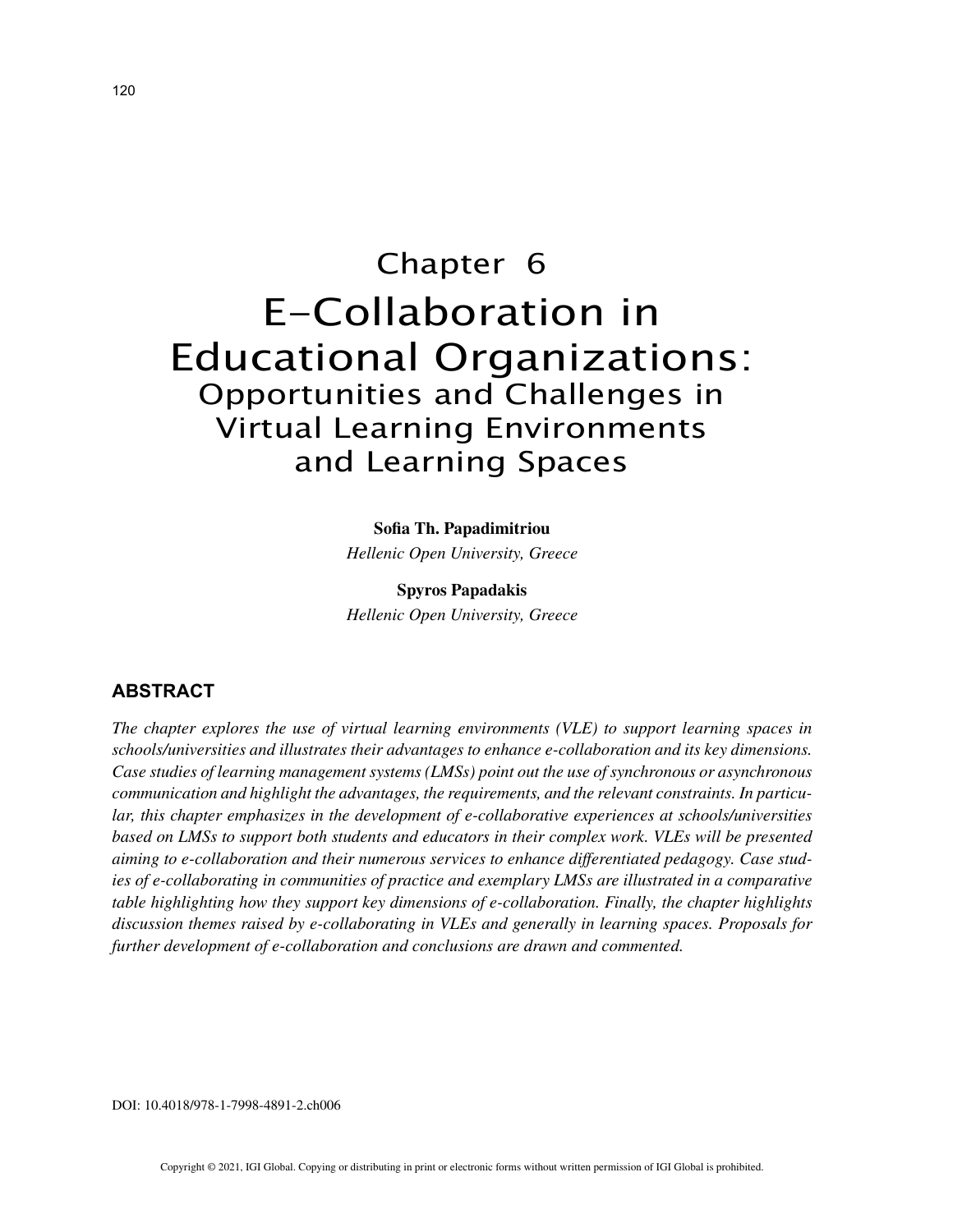# Chapter 6
# E-Collaboration in Educational Organizations:
## Opportunities and Challenges in Virtual Learning Environments and Learning Spaces

**Sofia Th. Papadimitriou**
*Hellenic Open University, Greece*

**Spyros Papadakis**
*Hellenic Open University, Greece*

## ABSTRACT

*The chapter explores the use of virtual learning environments (VLE) to support learning spaces in schools/universities and illustrates their advantages to enhance e-collaboration and its key dimensions. Case studies of learning management systems (LMSs) point out the use of synchronous or asynchronous communication and highlight the advantages, the requirements, and the relevant constraints. In particular, this chapter emphasizes in the development of e-collaborative experiences at schools/universities based on LMSs to support both students and educators in their complex work. VLEs will be presented aiming to e-collaboration and their numerous services to enhance differentiated pedagogy. Case studies of e-collaborating in communities of practice and exemplary LMSs are illustrated in a comparative table highlighting how they support key dimensions of e-collaboration. Finally, the chapter highlights discussion themes raised by e-collaborating in VLEs and generally in learning spaces. Proposals for further development of e-collaboration and conclusions are drawn and commented.*

DOI: 10.4018/978-1-7998-4891-2.ch006

Copyright © 2021, IGI Global. Copying or distributing in print or electronic forms without written permission of IGI Global is prohibited.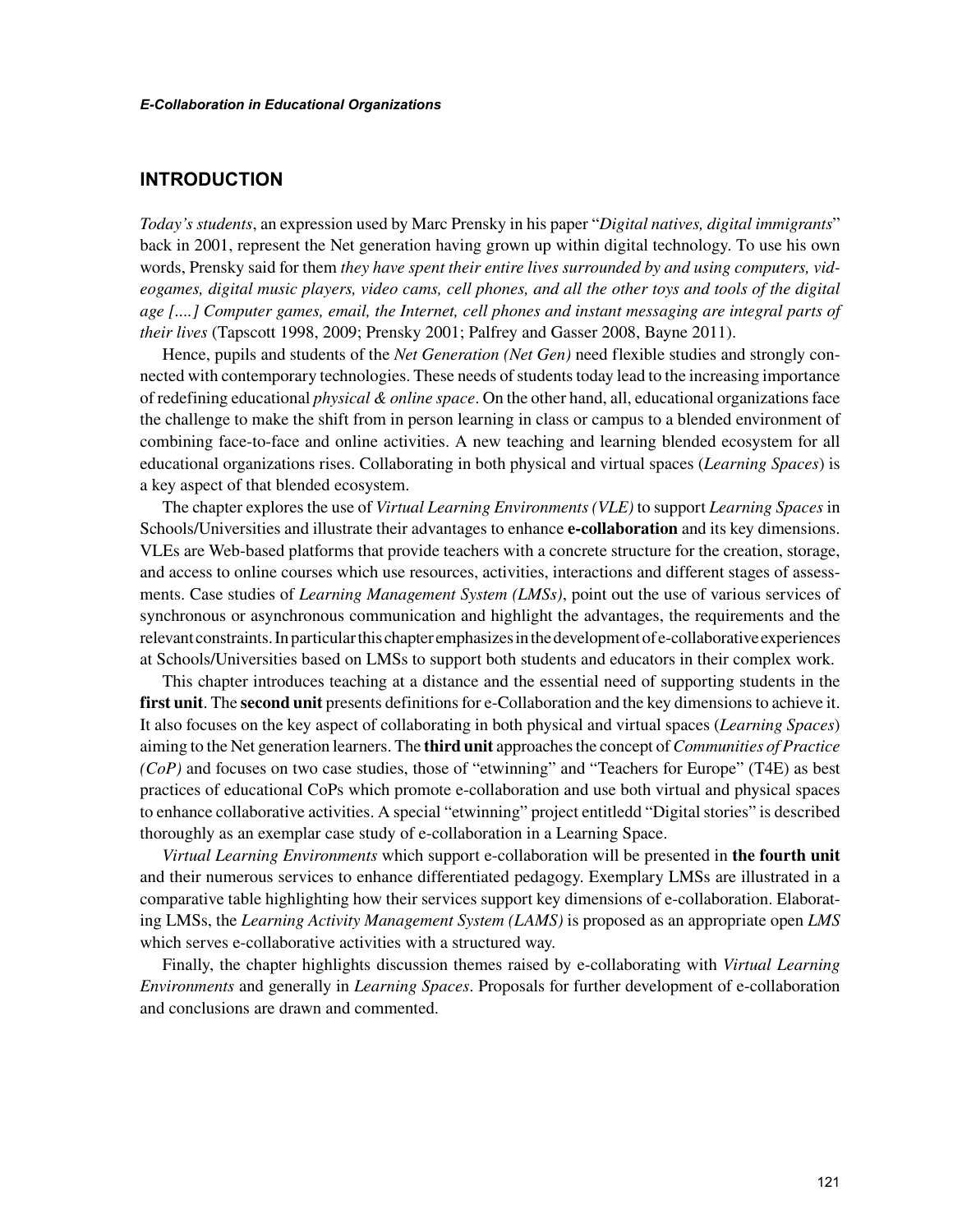## INTRODUCTION

*Today's students*, an expression used by Marc Prensky in his paper "*Digital natives, digital immigrants*" back in 2001, represent the Net generation having grown up within digital technology. To use his own words, Prensky said for them *they have spent their entire lives surrounded by and using computers, videogames, digital music players, video cams, cell phones, and all the other toys and tools of the digital age [....] Computer games, email, the Internet, cell phones and instant messaging are integral parts of their lives* (Tapscott 1998, 2009; Prensky 2001; Palfrey and Gasser 2008, Bayne 2011).

Hence, pupils and students of the *Net Generation (Net Gen)* need flexible studies and strongly connected with contemporary technologies. These needs of students today lead to the increasing importance of redefining educational *physical & online space*. On the other hand, all, educational organizations face the challenge to make the shift from in person learning in class or campus to a blended environment of combining face-to-face and online activities. A new teaching and learning blended ecosystem for all educational organizations rises. Collaborating in both physical and virtual spaces (*Learning Spaces*) is a key aspect of that blended ecosystem.

The chapter explores the use of *Virtual Learning Environments (VLE)* to support *Learning Spaces* in Schools/Universities and illustrate their advantages to enhance **e-collaboration** and its key dimensions. VLEs are Web-based platforms that provide teachers with a concrete structure for the creation, storage, and access to online courses which use resources, activities, interactions and different stages of assessments. Case studies of *Learning Management System (LMSs)*, point out the use of various services of synchronous or asynchronous communication and highlight the advantages, the requirements and the relevant constraints. In particular this chapter emphasizes in the development of e-collaborative experiences at Schools/Universities based on LMSs to support both students and educators in their complex work.

This chapter introduces teaching at a distance and the essential need of supporting students in the **first unit**. The **second unit** presents definitions for e-Collaboration and the key dimensions to achieve it. It also focuses on the key aspect of collaborating in both physical and virtual spaces (*Learning Spaces*) aiming to the Net generation learners. The **third unit** approaches the concept of *Communities of Practice (CoP)* and focuses on two case studies, those of "etwinning" and "Teachers for Europe" (T4E) as best practices of educational CoPs which promote e-collaboration and use both virtual and physical spaces to enhance collaborative activities. A special "etwinning" project entitledd "Digital stories" is described thoroughly as an exemplar case study of e-collaboration in a Learning Space.

*Virtual Learning Environments* which support e-collaboration will be presented in **the fourth unit** and their numerous services to enhance differentiated pedagogy. Exemplary LMSs are illustrated in a comparative table highlighting how their services support key dimensions of e-collaboration. Elaborating LMSs, the *Learning Activity Management System (LAMS)* is proposed as an appropriate open *LMS* which serves e-collaborative activities with a structured way.

Finally, the chapter highlights discussion themes raised by e-collaborating with *Virtual Learning Environments* and generally in *Learning Spaces*. Proposals for further development of e-collaboration and conclusions are drawn and commented.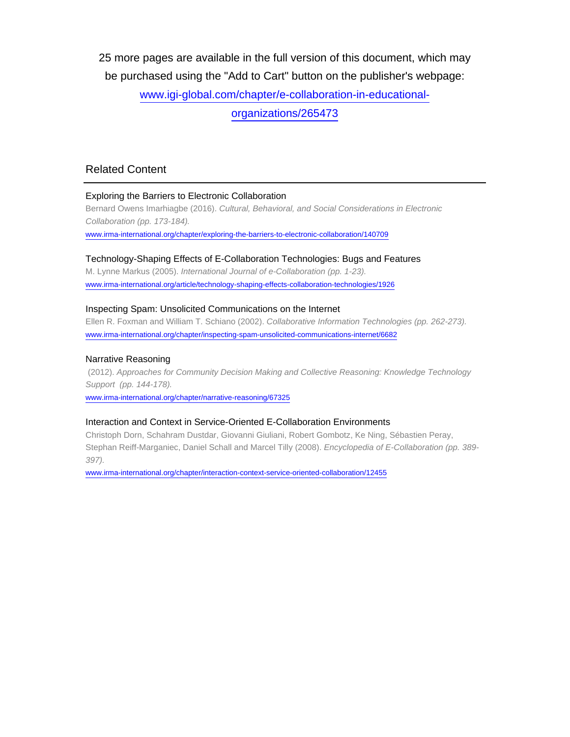25 more pages are available in the full version of this document, which may be purchased using the "Add to Cart" button on the publisher's webpage: www.igi-global.com/chapter/e-collaboration-in-educational-organizations/265473

## Related Content

### Exploring the Barriers to Electronic Collaboration

Bernard Owens Imarhiagbe (2016). *Cultural, Behavioral, and Social Considerations in Electronic Collaboration (pp. 173-184).*

www.irma-international.org/chapter/exploring-the-barriers-to-electronic-collaboration/140709

### Technology-Shaping Effects of E-Collaboration Technologies: Bugs and Features

M. Lynne Markus (2005). *International Journal of e-Collaboration (pp. 1-23).*

www.irma-international.org/article/technology-shaping-effects-collaboration-technologies/1926

### Inspecting Spam: Unsolicited Communications on the Internet

Ellen R. Foxman and William T. Schiano (2002). *Collaborative Information Technologies (pp. 262-273).*

www.irma-international.org/chapter/inspecting-spam-unsolicited-communications-internet/6682

### Narrative Reasoning

(2012). *Approaches for Community Decision Making and Collective Reasoning: Knowledge Technology Support (pp. 144-178).*

www.irma-international.org/chapter/narrative-reasoning/67325

### Interaction and Context in Service-Oriented E-Collaboration Environments

Christoph Dorn, Schahram Dustdar, Giovanni Giuliani, Robert Gombotz, Ke Ning, Sébastien Peray, Stephan Reiff-Marganiec, Daniel Schall and Marcel Tilly (2008). *Encyclopedia of E-Collaboration (pp. 389-397).*

www.irma-international.org/chapter/interaction-context-service-oriented-collaboration/12455